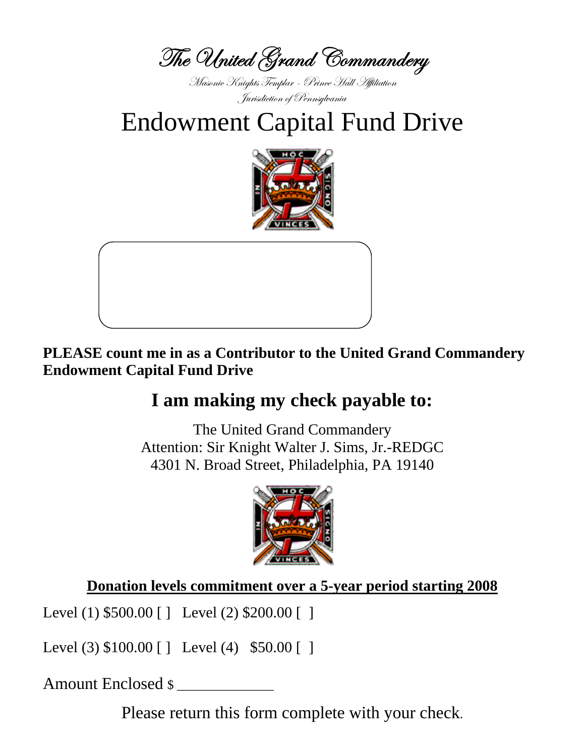# The United Grand Commandery

*Masonic Knights Templar - Prince Hall Affiliation*

*Jurisdiction of Pennsylvania*

# Endowment Capital Fund Drive

**PLEASE count me in as a Contributor to the United Grand Commandery Endowment Capital Fund Drive**

## I am making my check payable to:

The United Grand Commandery
Attention: Sir Knight Walter J. Sims, Jr.-REDGC
4301 N. Broad Street, Philadelphia, PA 19140

**Donation levels commitment over a 5-year period starting 2008**

Level (1) $500.00 [ ]   Level (2) $200.00 [ ]

Level (3) $100.00 [ ]   Level (4)  $50.00 [ ]

Amount Enclosed $ ____________

Please return this form complete with your check.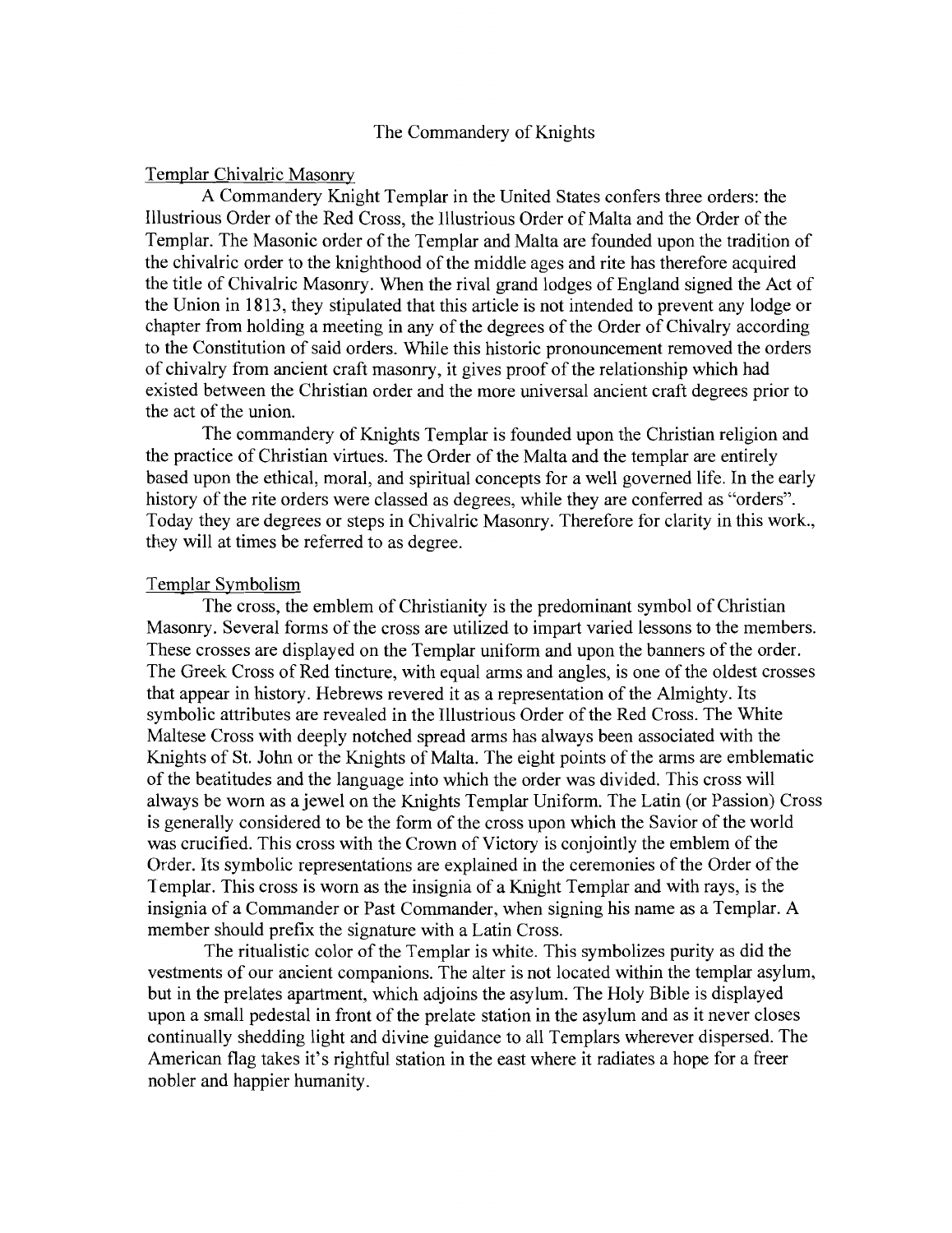# The Commandery of Knights

## Templar Chivalric Masonry

A Commandery Knight Templar in the United States confers three orders: the Illustrious Order of the Red Cross, the Illustrious Order of Malta and the Order of the Templar. The Masonic order of the Templar and Malta are founded upon the tradition of the chivalric order to the knighthood of the middle ages and rite has therefore acquired the title of Chivalric Masonry. When the rival grand lodges of England signed the Act of the Union in 1813, they stipulated that this article is not intended to prevent any lodge or chapter from holding a meeting in any of the degrees of the Order of Chivalry according to the Constitution of said orders. While this historic pronouncement removed the orders of chivalry from ancient craft masonry, it gives proof of the relationship which had existed between the Christian order and the more universal ancient craft degrees prior to the act of the union.

The commandery of Knights Templar is founded upon the Christian religion and the practice of Christian virtues. The Order of the Malta and the templar are entirely based upon the ethical, moral, and spiritual concepts for a well governed life. In the early history of the rite orders were classed as degrees, while they are conferred as "orders". Today they are degrees or steps in Chivalric Masonry. Therefore for clarity in this work., they will at times be referred to as degree.

## Templar Symbolism

The cross, the emblem of Christianity is the predominant symbol of Christian Masonry. Several forms of the cross are utilized to impart varied lessons to the members. These crosses are displayed on the Templar uniform and upon the banners of the order. The Greek Cross of Red tincture, with equal arms and angles, is one of the oldest crosses that appear in history. Hebrews revered it as a representation of the Almighty. Its symbolic attributes are revealed in the Illustrious Order of the Red Cross. The White Maltese Cross with deeply notched spread arms has always been associated with the Knights of St. John or the Knights of Malta. The eight points of the arms are emblematic of the beatitudes and the language into which the order was divided. This cross will always be worn as a jewel on the Knights Templar Uniform. The Latin (or Passion) Cross is generally considered to be the form of the cross upon which the Savior of the world was crucified. This cross with the Crown of Victory is conjointly the emblem of the Order. Its symbolic representations are explained in the ceremonies of the Order of the Templar. This cross is worn as the insignia of a Knight Templar and with rays, is the insignia of a Commander or Past Commander, when signing his name as a Templar. A member should prefix the signature with a Latin Cross.

The ritualistic color of the Templar is white. This symbolizes purity as did the vestments of our ancient companions. The alter is not located within the templar asylum, but in the prelates apartment, which adjoins the asylum. The Holy Bible is displayed upon a small pedestal in front of the prelate station in the asylum and as it never closes continually shedding light and divine guidance to all Templars wherever dispersed. The American flag takes it's rightful station in the east where it radiates a hope for a freer nobler and happier humanity.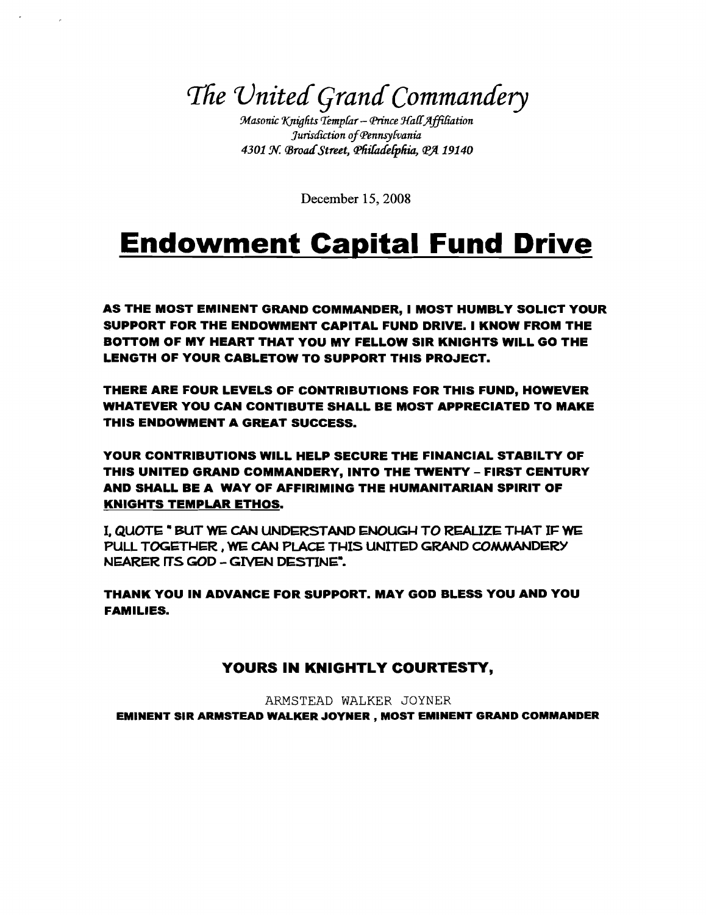# *The United Grand Commandery*

*Masonic Knights Templar – Prince Hall Affiliation*
*Jurisdiction of Pennsylvania*
*4301 N. Broad Street, Philadelphia, PA 19140*

December 15, 2008

# Endowment Capital Fund Drive

**AS THE MOST EMINENT GRAND COMMANDER, I MOST HUMBLY SOLICT YOUR SUPPORT FOR THE ENDOWMENT CAPITAL FUND DRIVE. I KNOW FROM THE BOTTOM OF MY HEART THAT YOU MY FELLOW SIR KNIGHTS WILL GO THE LENGTH OF YOUR CABLETOW TO SUPPORT THIS PROJECT.**

**THERE ARE FOUR LEVELS OF CONTRIBUTIONS FOR THIS FUND, HOWEVER WHATEVER YOU CAN CONTIBUTE SHALL BE MOST APPRECIATED TO MAKE THIS ENDOWMENT A GREAT SUCCESS.**

**YOUR CONTRIBUTIONS WILL HELP SECURE THE FINANCIAL STABILTY OF THIS UNITED GRAND COMMANDERY, INTO THE TWENTY – FIRST CENTURY AND SHALL BE A WAY OF AFFIRIMING THE HUMANITARIAN SPIRIT OF KNIGHTS TEMPLAR ETHOS.**

I, QUOTE " BUT WE CAN UNDERSTAND ENOUGH TO REALIZE THAT IF WE PULL TOGETHER , WE CAN PLACE THIS UNITED GRAND COMMANDERY NEARER ITS GOD – GIVEN DESTINE".

**THANK YOU IN ADVANCE FOR SUPPORT. MAY GOD BLESS YOU AND YOU FAMILIES.**

**YOURS IN KNIGHTLY COURTESTY,**

ARMSTEAD WALKER JOYNER

**EMINENT SIR ARMSTEAD WALKER JOYNER , MOST EMINENT GRAND COMMANDER**